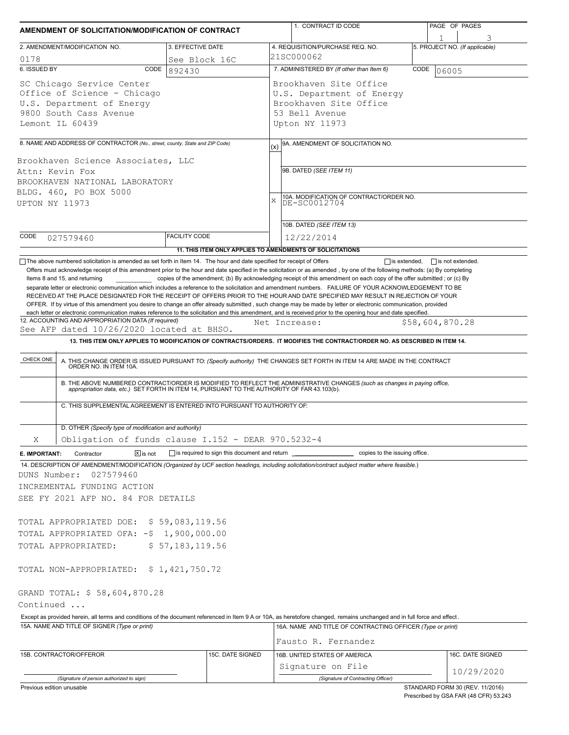**AMENDMENT OF SOLICITATION/MODIFICATION OF CONTRACT**

| | | | |
|---|---|---|---|
| 1. CONTRACT ID CODE | | PAGE OF PAGES | 1 / 3 |
| 2. AMENDMENT/MODIFICATION NO. 0178 | 3. EFFECTIVE DATE See Block 16C | 4. REQUISITION/PURCHASE REQ. NO. 21SC000062 | 5. PROJECT NO. (If applicable) |
| 6. ISSUED BY CODE 892430 | | 7. ADMINISTERED BY (If other than Item 6) CODE 06005 | |

**6. ISSUED BY**
SC Chicago Service Center
Office of Science - Chicago
U.S. Department of Energy
9800 South Cass Avenue
Lemont IL 60439

**7. ADMINISTERED BY**
Brookhaven Site Office
U.S. Department of Energy
Brookhaven Site Office
53 Bell Avenue
Upton NY 11973

**8. NAME AND ADDRESS OF CONTRACTOR** (No., street, county, State and ZIP Code)

Brookhaven Science Associates, LLC
Attn: Kevin Fox
BROOKHAVEN NATIONAL LABORATORY
BLDG. 460, PO BOX 5000
UPTON NY 11973

CODE 027579460 FACILITY CODE

(x) 9A. AMENDMENT OF SOLICITATION NO.

9B. DATED (SEE ITEM 11)

X 10A. MODIFICATION OF CONTRACT/ORDER NO. DE-SC0012704

10B. DATED (SEE ITEM 13) 12/22/2014

**11. THIS ITEM ONLY APPLIES TO AMENDMENTS OF SOLICITATIONS**

☐ The above numbered solicitation is amended as set forth in Item 14. The hour and date specified for receipt of Offers ☐ is extended, ☐ is not extended.

Offers must acknowledge receipt of this amendment prior to the hour and date specified in the solicitation or as amended , by one of the following methods: (a) By completing Items 8 and 15, and returning ______ copies of the amendment; (b) By acknowledging receipt of this amendment on each copy of the offer submitted ; or (c) By separate letter or electronic communication which includes a reference to the solicitation and amendment numbers. FAILURE OF YOUR ACKNOWLEDGEMENT TO BE RECEIVED AT THE PLACE DESIGNATED FOR THE RECEIPT OF OFFERS PRIOR TO THE HOUR AND DATE SPECIFIED MAY RESULT IN REJECTION OF YOUR OFFER. If by virtue of this amendment you desire to change an offer already submitted , such change may be made by letter or electronic communication, provided each letter or electronic communication makes reference to the solicitation and this amendment, and is received prior to the opening hour and date specified.

12. ACCOUNTING AND APPROPRIATION DATA (If required)
See AFP dated 10/26/2020 located at BHSO. Net Increase: $58,604,870.28

**13. THIS ITEM ONLY APPLIES TO MODIFICATION OF CONTRACTS/ORDERS. IT MODIFIES THE CONTRACT/ORDER NO. AS DESCRIBED IN ITEM 14.**

| CHECK ONE | |
|---|---|
| | A. THIS CHANGE ORDER IS ISSUED PURSUANT TO: (Specify authority) THE CHANGES SET FORTH IN ITEM 14 ARE MADE IN THE CONTRACT ORDER NO. IN ITEM 10A. |
| | B. THE ABOVE NUMBERED CONTRACT/ORDER IS MODIFIED TO REFLECT THE ADMINISTRATIVE CHANGES (such as changes in paying office, appropriation data, etc.) SET FORTH IN ITEM 14, PURSUANT TO THE AUTHORITY OF FAR 43.103(b). |
| | C. THIS SUPPLEMENTAL AGREEMENT IS ENTERED INTO PURSUANT TO AUTHORITY OF: |
| X | D. OTHER (Specify type of modification and authority) Obligation of funds clause I.152 - DEAR 970.5232-4 |

**E. IMPORTANT:** Contractor ☒ is not ☐ is required to sign this document and return ______ copies to the issuing office.

14. DESCRIPTION OF AMENDMENT/MODIFICATION (Organized by UCF section headings, including solicitation/contract subject matter where feasible.)

DUNS Number: 027579460
INCREMENTAL FUNDING ACTION
SEE FY 2021 AFP NO. 84 FOR DETAILS

TOTAL APPROPRIATED DOE: $ 59,083,119.56
TOTAL APPROPRIATED OFA: -$ 1,900,000.00
TOTAL APPROPRIATED: $ 57,183,119.56

TOTAL NON-APPROPRIATED: $ 1,421,750.72

GRAND TOTAL: $ 58,604,870.28
Continued ...

Except as provided herein, all terms and conditions of the document referenced in Item 9 A or 10A, as heretofore changed, remains unchanged and in full force and effect.

| | | | |
|---|---|---|---|
| 15A. NAME AND TITLE OF SIGNER (Type or print) | | 16A. NAME AND TITLE OF CONTRACTING OFFICER (Type or print) Fausto R. Fernandez | |
| 15B. CONTRACTOR/OFFEROR (Signature of person authorized to sign) | 15C. DATE SIGNED | 16B. UNITED STATES OF AMERICA Signature on File (Signature of Contracting Officer) | 16C. DATE SIGNED 10/29/2020 |

Previous edition unusable

STANDARD FORM 30 (REV. 11/2016)
Prescribed by GSA FAR (48 CFR) 53.243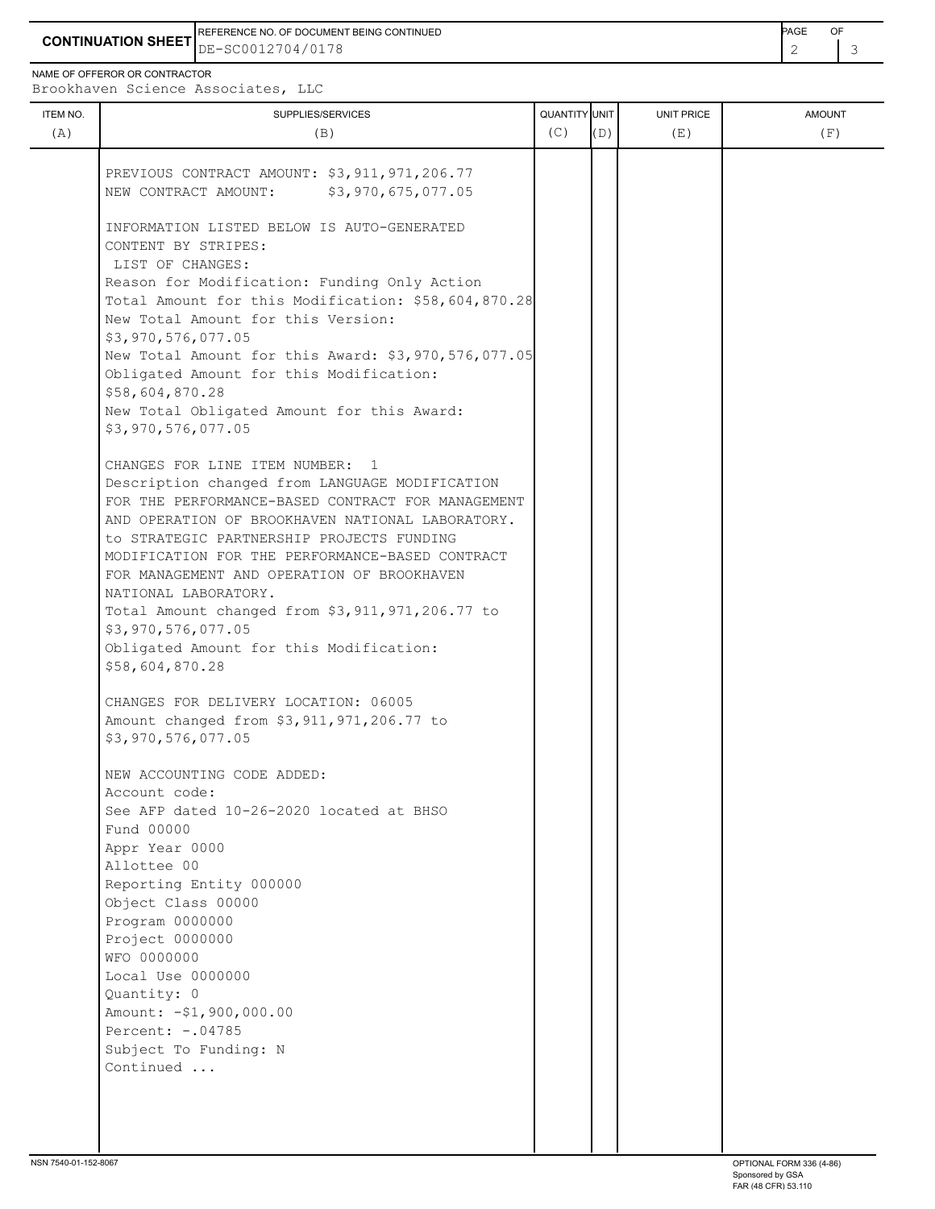**CONTINUATION SHEET**

REFERENCE NO. OF DOCUMENT BEING CONTINUED
DE-SC0012704/0178

NAME OF OFFEROR OR CONTRACTOR
Brookhaven Science Associates, LLC

| ITEM NO. (A) | SUPPLIES/SERVICES (B) | QUANTITY (C) | UNIT (D) | UNIT PRICE (E) | AMOUNT (F) |
|---|---|---|---|---|---|
| | PREVIOUS CONTRACT AMOUNT: $3,911,971,206.77<br>NEW CONTRACT AMOUNT: $3,970,675,077.05<br><br>INFORMATION LISTED BELOW IS AUTO-GENERATED CONTENT BY STRIPES:<br>LIST OF CHANGES:<br>Reason for Modification: Funding Only Action<br>Total Amount for this Modification: $58,604,870.28<br>New Total Amount for this Version: $3,970,576,077.05<br>New Total Amount for this Award: $3,970,576,077.05<br>Obligated Amount for this Modification: $58,604,870.28<br>New Total Obligated Amount for this Award: $3,970,576,077.05<br><br>CHANGES FOR LINE ITEM NUMBER: 1<br>Description changed from LANGUAGE MODIFICATION FOR THE PERFORMANCE-BASED CONTRACT FOR MANAGEMENT AND OPERATION OF BROOKHAVEN NATIONAL LABORATORY. to STRATEGIC PARTNERSHIP PROJECTS FUNDING MODIFICATION FOR THE PERFORMANCE-BASED CONTRACT FOR MANAGEMENT AND OPERATION OF BROOKHAVEN NATIONAL LABORATORY.<br>Total Amount changed from $3,911,971,206.77 to $3,970,576,077.05<br>Obligated Amount for this Modification: $58,604,870.28<br><br>CHANGES FOR DELIVERY LOCATION: 06005<br>Amount changed from $3,911,971,206.77 to $3,970,576,077.05<br><br>NEW ACCOUNTING CODE ADDED:<br>Account code:<br>See AFP dated 10-26-2020 located at BHSO<br>Fund 00000<br>Appr Year 0000<br>Allottee 00<br>Reporting Entity 000000<br>Object Class 00000<br>Program 0000000<br>Project 0000000<br>WFO 0000000<br>Local Use 0000000<br>Quantity: 0<br>Amount: -$1,900,000.00<br>Percent: -.04785<br>Subject To Funding: N<br>Continued ... | | | | |

NSN 7540-01-152-8067

OPTIONAL FORM 336 (4-86)
Sponsored by GSA
FAR (48 CFR) 53.110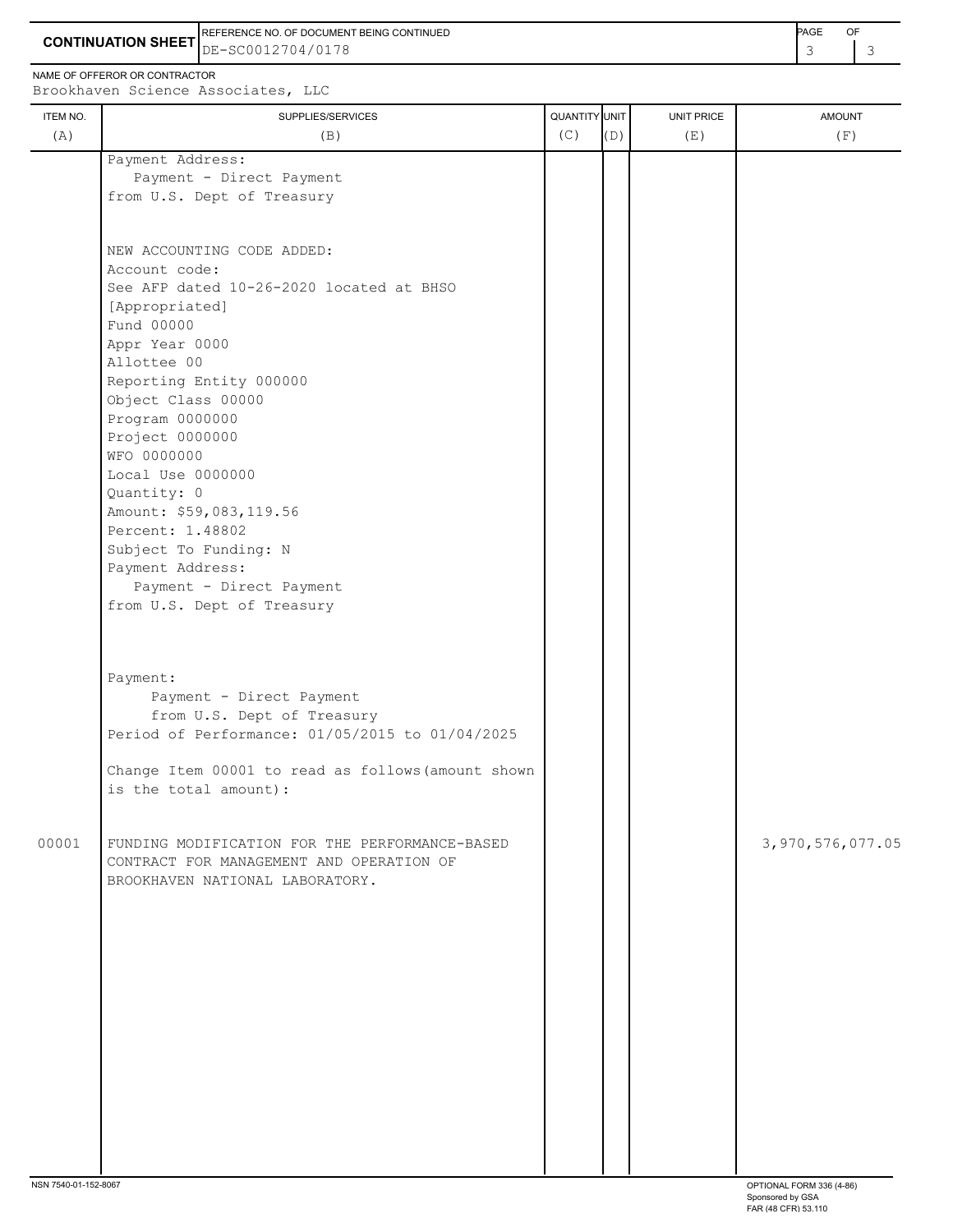**CONTINUATION SHEET**

REFERENCE NO. OF DOCUMENT BEING CONTINUED: DE-SC0012704/0178

NAME OF OFFEROR OR CONTRACTOR: Brookhaven Science Associates, LLC

| ITEM NO. (A) | SUPPLIES/SERVICES (B) | QUANTITY (C) | UNIT (D) | UNIT PRICE (E) | AMOUNT (F) |
| --- | --- | --- | --- | --- | --- |
| | Payment Address:<br>Payment - Direct Payment<br>from U.S. Dept of Treasury<br><br>NEW ACCOUNTING CODE ADDED:<br>Account code:<br>See AFP dated 10-26-2020 located at BHSO<br>[Appropriated]<br>Fund 00000<br>Appr Year 0000<br>Allottee 00<br>Reporting Entity 000000<br>Object Class 00000<br>Program 0000000<br>Project 0000000<br>WFO 0000000<br>Local Use 0000000<br>Quantity: 0<br>Amount: $59,083,119.56<br>Percent: 1.48802<br>Subject To Funding: N<br>Payment Address:<br>Payment - Direct Payment<br>from U.S. Dept of Treasury<br><br>Payment:<br>Payment - Direct Payment<br>from U.S. Dept of Treasury<br>Period of Performance: 01/05/2015 to 01/04/2025<br><br>Change Item 00001 to read as follows(amount shown is the total amount): | | | | |
| 00001 | FUNDING MODIFICATION FOR THE PERFORMANCE-BASED CONTRACT FOR MANAGEMENT AND OPERATION OF BROOKHAVEN NATIONAL LABORATORY. | | | | 3,970,576,077.05 |

NSN 7540-01-152-8067

OPTIONAL FORM 336 (4-86)
Sponsored by GSA
FAR (48 CFR) 53.110